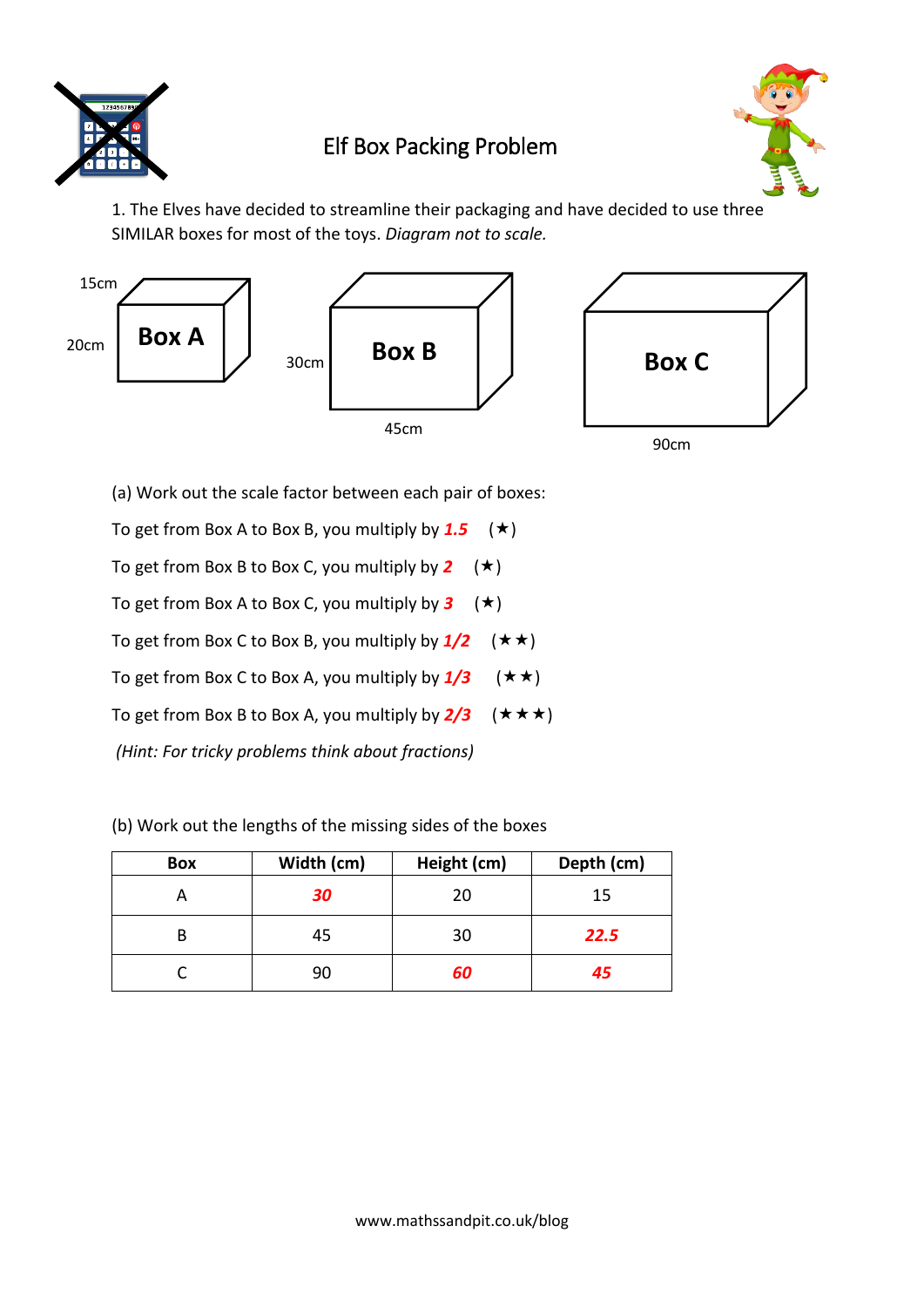# Elf Box Packing Problem

1. The Elves have decided to streamline their packaging and have decided to use three SIMILAR boxes for most of the toys. *Diagram not to scale.*

Box A: 15cm, 20cm

Box B: 30cm, 45cm

Box C: 90cm

(a) Work out the scale factor between each pair of boxes:

To get from Box A to Box B, you multiply by ***1.5*** (★)

To get from Box B to Box C, you multiply by ***2*** (★)

To get from Box A to Box C, you multiply by ***3*** (★)

To get from Box C to Box B, you multiply by ***1/2*** (★★)

To get from Box C to Box A, you multiply by ***1/3*** (★★)

To get from Box B to Box A, you multiply by ***2/3*** (★★★)

*(Hint: For tricky problems think about fractions)*

(b) Work out the lengths of the missing sides of the boxes

| Box | Width (cm) | Height (cm) | Depth (cm) |
|---|---|---|---|
| A | ***30*** | 20 | 15 |
| B | 45 | 30 | ***22.5*** |
| C | 90 | ***60*** | ***45*** |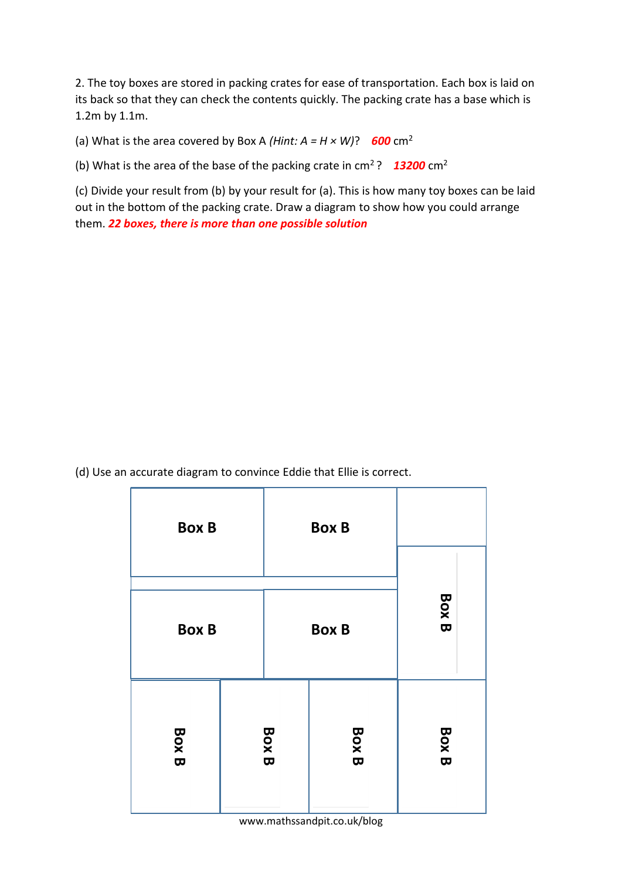2. The toy boxes are stored in packing crates for ease of transportation. Each box is laid on its back so that they can check the contents quickly. The packing crate has a base which is 1.2m by 1.1m.

(a) What is the area covered by Box A *(Hint: A = H × W)*? ***600*** $cm^2$

(b) What is the area of the base of the packing crate in $cm^2$? ***13200*** $cm^2$

(c) Divide your result from (b) by your result for (a). This is how many toy boxes can be laid out in the bottom of the packing crate. Draw a diagram to show how you could arrange them. ***22 boxes, there is more than one possible solution***

(d) Use an accurate diagram to convince Eddie that Ellie is correct.

**Box B** **Box B** **Box B** **Box B** **Box B** **Box B** **Box B** **Box B** **Box B**

www.mathssandpit.co.uk/blog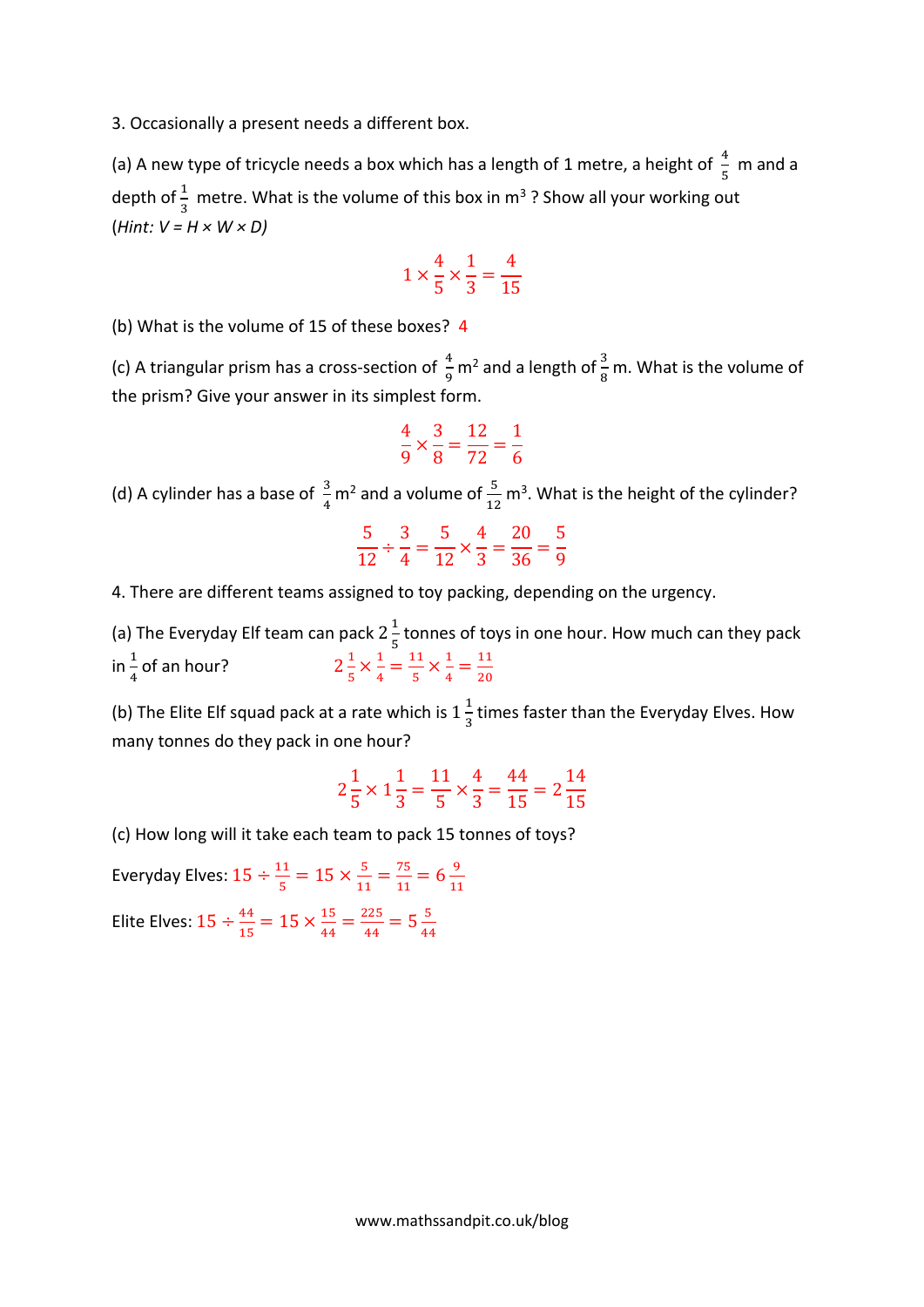3. Occasionally a present needs a different box.

(a) A new type of tricycle needs a box which has a length of 1 metre, a height of $\frac{4}{5}$ m and a depth of $\frac{1}{3}$ metre. What is the volume of this box in $m^3$ ? Show all your working out (*Hint: V = H × W × D)*

$$1 \times \frac{4}{5} \times \frac{1}{3} = \frac{4}{15}$$

(b) What is the volume of 15 of these boxes? 4

(c) A triangular prism has a cross-section of $\frac{4}{9}$ $m^2$ and a length of $\frac{3}{8}$ m. What is the volume of the prism? Give your answer in its simplest form.

$$\frac{4}{9} \times \frac{3}{8} = \frac{12}{72} = \frac{1}{6}$$

(d) A cylinder has a base of $\frac{3}{4}$ $m^2$ and a volume of $\frac{5}{12}$ $m^3$. What is the height of the cylinder?

$$\frac{5}{12} \div \frac{3}{4} = \frac{5}{12} \times \frac{4}{3} = \frac{20}{36} = \frac{5}{9}$$

4. There are different teams assigned to toy packing, depending on the urgency.

(a) The Everyday Elf team can pack $2\frac{1}{5}$ tonnes of toys in one hour. How much can they pack in $\frac{1}{4}$ of an hour? $2\frac{1}{5} \times \frac{1}{4} = \frac{11}{5} \times \frac{1}{4} = \frac{11}{20}$

(b) The Elite Elf squad pack at a rate which is $1\frac{1}{3}$ times faster than the Everyday Elves. How many tonnes do they pack in one hour?

$$2\frac{1}{5} \times 1\frac{1}{3} = \frac{11}{5} \times \frac{4}{3} = \frac{44}{15} = 2\frac{14}{15}$$

(c) How long will it take each team to pack 15 tonnes of toys?

Everyday Elves: $15 \div \frac{11}{5} = 15 \times \frac{5}{11} = \frac{75}{11} = 6\frac{9}{11}$

Elite Elves: $15 \div \frac{44}{15} = 15 \times \frac{15}{44} = \frac{225}{44} = 5\frac{5}{44}$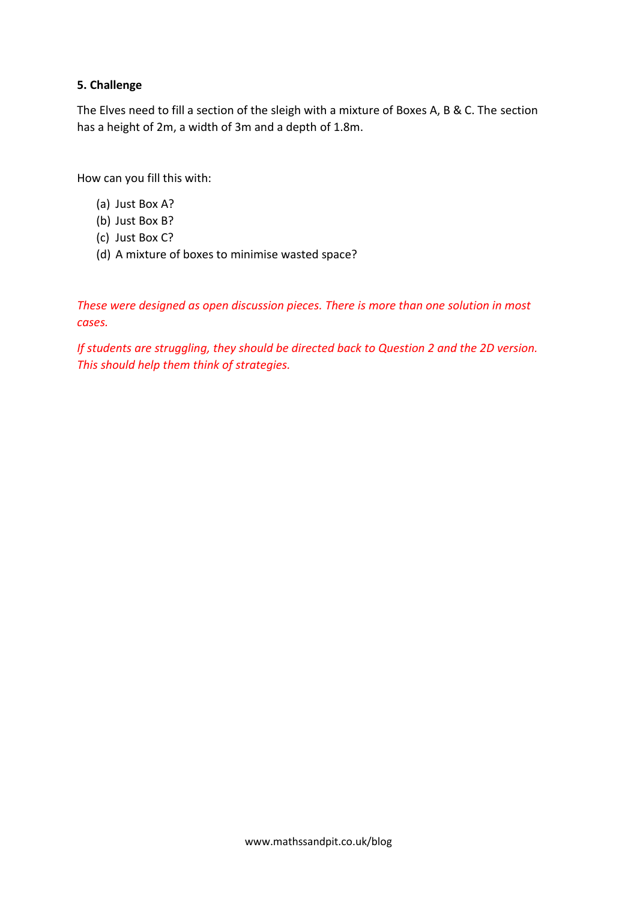**5. Challenge**

The Elves need to fill a section of the sleigh with a mixture of Boxes A, B & C. The section has a height of 2m, a width of 3m and a depth of 1.8m.

How can you fill this with:

(a) Just Box A?
(b) Just Box B?
(c) Just Box C?
(d) A mixture of boxes to minimise wasted space?

*These were designed as open discussion pieces. There is more than one solution in most cases.*

*If students are struggling, they should be directed back to Question 2 and the 2D version. This should help them think of strategies.*